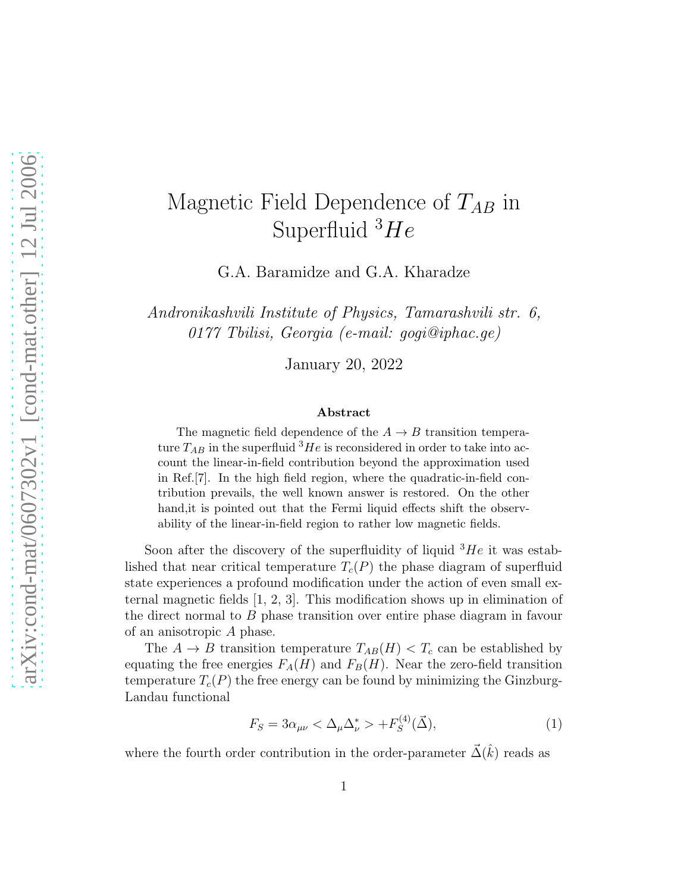# Magnetic Field Dependence of $T_{AB}$ in Superfluid $^3He$

G.A. Baramidze and G.A. Kharadze

*Andronikashvili Institute of Physics, Tamarashvili str. 6, 0177 Tbilisi, Georgia (e-mail: gogi@iphac.ge)*

January 20, 2022

### Abstract

The magnetic field dependence of the $A \to B$ transition temperature $T_{AB}$ in the superfluid $^3He$ is reconsidered in order to take into account the linear-in-field contribution beyond the approximation used in Ref.[7]. In the high field region, where the quadratic-in-field contribution prevails, the well known answer is restored. On the other hand,it is pointed out that the Fermi liquid effects shift the observability of the linear-in-field region to rather low magnetic fields.

Soon after the discovery of the superfluidity of liquid $^3He$ it was established that near critical temperature $T_c(P)$ the phase diagram of superfluid state experiences a profound modification under the action of even small external magnetic fields [1, 2, 3]. This modification shows up in elimination of the direct normal to $B$ phase transition over entire phase diagram in favour of an anisotropic $A$ phase.

The $A \to B$ transition temperature $T_{AB}(H) < T_c$ can be established by equating the free energies $F_A(H)$ and $F_B(H)$. Near the zero-field transition temperature $T_c(P)$ the free energy can be found by minimizing the Ginzburg-Landau functional

$$F_S = 3\alpha_{\mu\nu} < \Delta_\mu \Delta^*_\nu > + F_S^{(4)}(\vec{\Delta}), \tag{1}$$

where the fourth order contribution in the order-parameter $\vec{\Delta}(\hat{k})$ reads as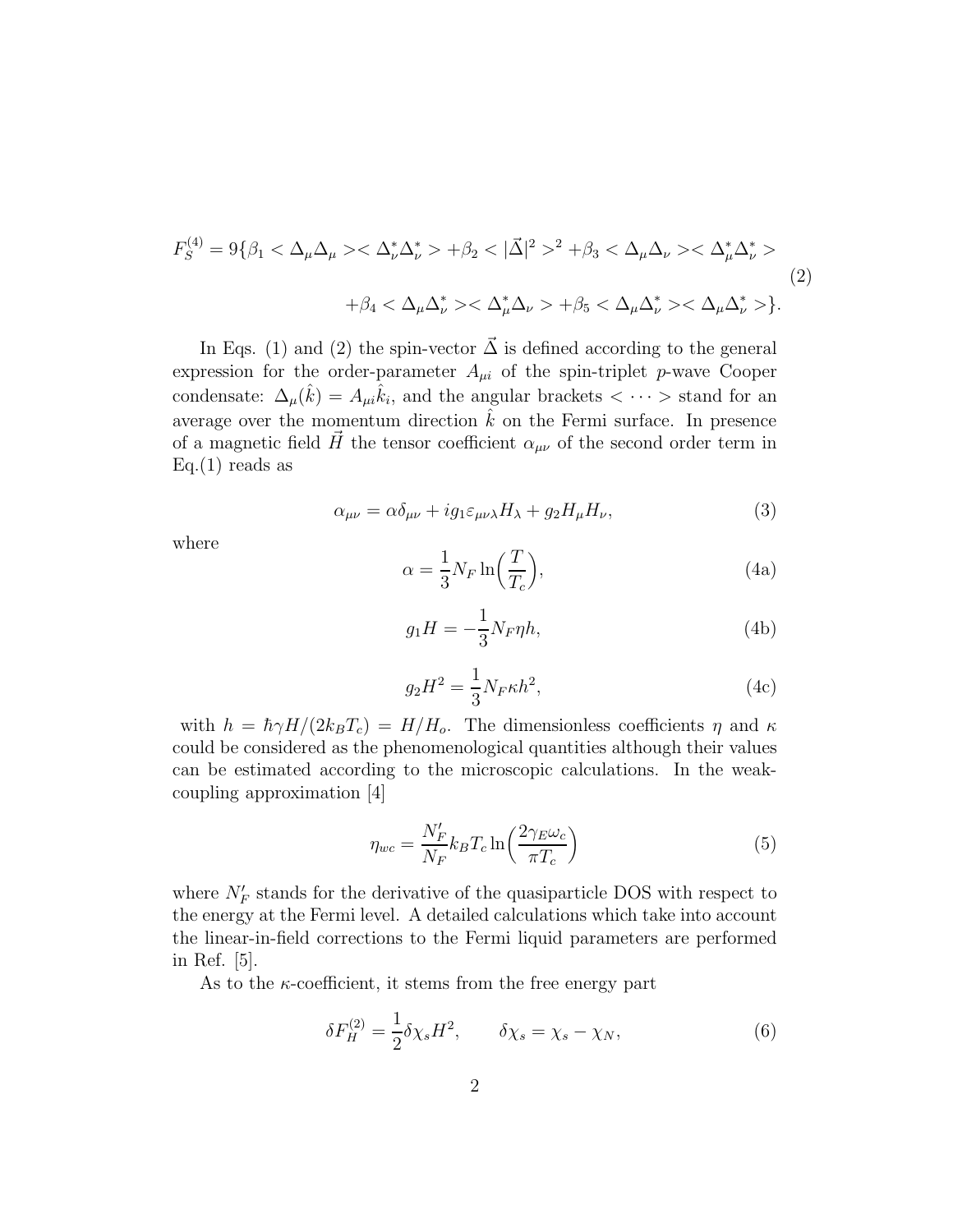$$
F_S^{(4)} = 9\{\beta_1 < \Delta_\mu \Delta_\mu >< \Delta_\nu^* \Delta_\nu^* > + \beta_2 < |\vec{\Delta}|^2 >^2 + \beta_3 < \Delta_\mu \Delta_\nu >< \Delta_\mu^* \Delta_\nu^* >
$$

$$
+ \beta_4 < \Delta_\mu \Delta_\nu^* >< \Delta_\mu^* \Delta_\nu > + \beta_5 < \Delta_\mu \Delta_\nu^* >< \Delta_\mu \Delta_\nu^* >\}. \tag{2}
$$

In Eqs. (1) and (2) the spin-vector $\vec{\Delta}$ is defined according to the general expression for the order-parameter $A_{\mu i}$ of the spin-triplet $p$-wave Cooper condensate: $\Delta_\mu(\hat{k}) = A_{\mu i}\hat{k}_i$, and the angular brackets $< \cdots >$ stand for an average over the momentum direction $\hat{k}$ on the Fermi surface. In presence of a magnetic field $\vec{H}$ the tensor coefficient $\alpha_{\mu\nu}$ of the second order term in Eq.(1) reads as

$$
\alpha_{\mu\nu} = \alpha\delta_{\mu\nu} + ig_1\varepsilon_{\mu\nu\lambda}H_\lambda + g_2 H_\mu H_\nu, \tag{3}
$$

where

$$
\alpha = \frac{1}{3} N_F \ln\Big(\frac{T}{T_c}\Big), \tag{4a}
$$

$$
g_1 H = -\frac{1}{3} N_F \eta h, \tag{4b}
$$

$$
g_2 H^2 = \frac{1}{3} N_F \kappa h^2, \tag{4c}
$$

with $h = \hbar\gamma H/(2k_B T_c) = H/H_o$. The dimensionless coefficients $\eta$ and $\kappa$ could be considered as the phenomenological quantities although their values can be estimated according to the microscopic calculations. In the weak-coupling approximation [4]

$$
\eta_{wc} = \frac{N_F'}{N_F} k_B T_c \ln\Big(\frac{2\gamma_E \omega_c}{\pi T_c}\Big) \tag{5}
$$

where $N_F'$ stands for the derivative of the quasiparticle DOS with respect to the energy at the Fermi level. A detailed calculations which take into account the linear-in-field corrections to the Fermi liquid parameters are performed in Ref. [5].

As to the $\kappa$-coefficient, it stems from the free energy part

$$
\delta F_H^{(2)} = \frac{1}{2}\delta\chi_s H^2, \qquad \delta\chi_s = \chi_s - \chi_N, \tag{6}
$$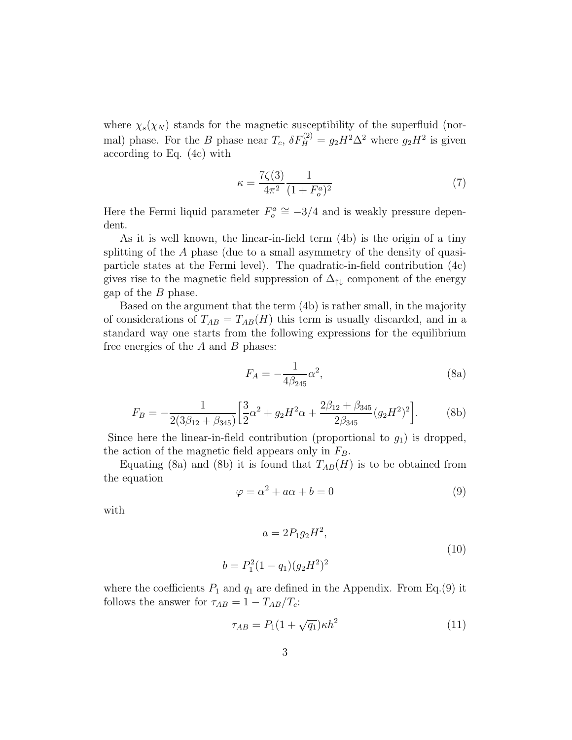where $\chi_s(\chi_N)$ stands for the magnetic susceptibility of the superfluid (normal) phase. For the $B$ phase near $T_c$, $\delta F_H^{(2)} = g_2 H^2 \Delta^2$ where $g_2 H^2$ is given according to Eq. (4c) with

$$\kappa = \frac{7\zeta(3)}{4\pi^2} \frac{1}{(1+F_o^a)^2} \tag{7}$$

Here the Fermi liquid parameter $F_o^a \cong -3/4$ and is weakly pressure dependent.

As it is well known, the linear-in-field term (4b) is the origin of a tiny splitting of the $A$ phase (due to a small asymmetry of the density of quasiparticle states at the Fermi level). The quadratic-in-field contribution (4c) gives rise to the magnetic field suppression of $\Delta_{\uparrow\downarrow}$ component of the energy gap of the $B$ phase.

Based on the argument that the term (4b) is rather small, in the majority of considerations of $T_{AB} = T_{AB}(H)$ this term is usually discarded, and in a standard way one starts from the following expressions for the equilibrium free energies of the $A$ and $B$ phases:

$$F_A = -\frac{1}{4\beta_{245}}\alpha^2, \tag{8a}$$

$$F_B = -\frac{1}{2(3\beta_{12}+\beta_{345})}\Big[\frac{3}{2}\alpha^2 + g_2 H^2 \alpha + \frac{2\beta_{12}+\beta_{345}}{2\beta_{345}}(g_2 H^2)^2\Big]. \tag{8b}$$

Since here the linear-in-field contribution (proportional to $g_1$) is dropped, the action of the magnetic field appears only in $F_B$.

Equating (8a) and (8b) it is found that $T_{AB}(H)$ is to be obtained from the equation

$$\varphi = \alpha^2 + a\alpha + b = 0 \tag{9}$$

with

$$a = 2P_1 g_2 H^2,$$
$$b = P_1^2(1-q_1)(g_2 H^2)^2 \tag{10}$$

where the coefficients $P_1$ and $q_1$ are defined in the Appendix. From Eq.(9) it follows the answer for $\tau_{AB} = 1 - T_{AB}/T_c$:

$$\tau_{AB} = P_1(1+\sqrt{q_1})\kappa h^2 \tag{11}$$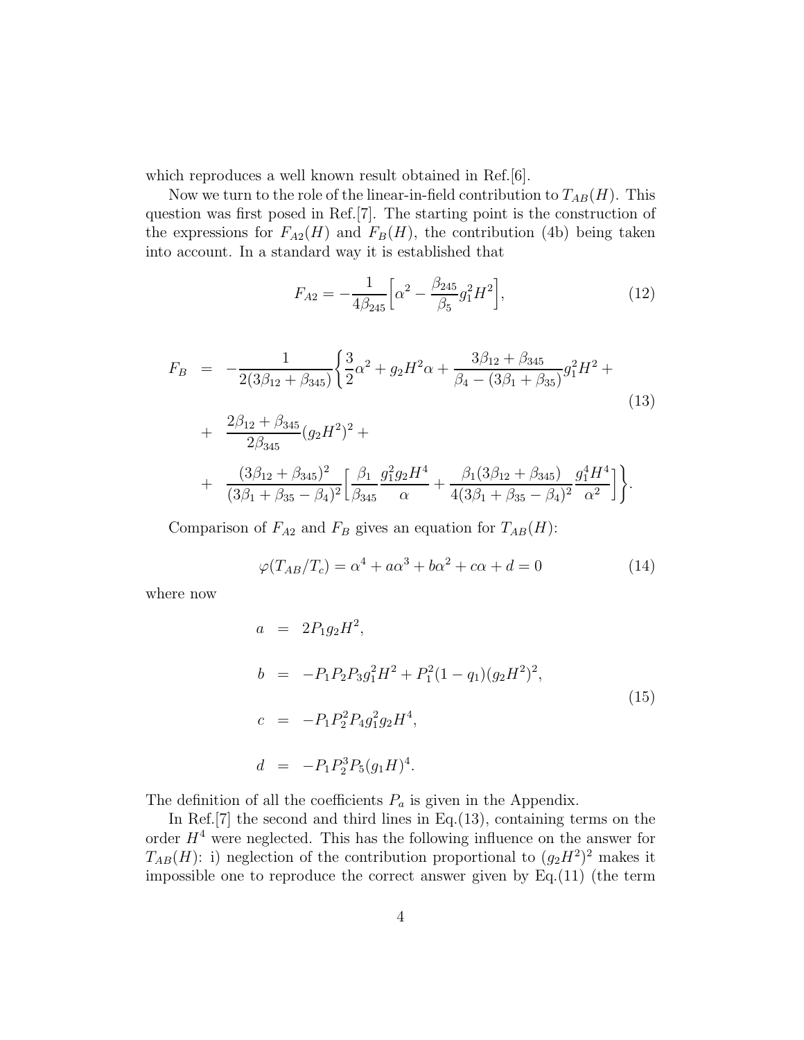which reproduces a well known result obtained in Ref.[6].

Now we turn to the role of the linear-in-field contribution to $T_{AB}(H)$. This question was first posed in Ref.[7]. The starting point is the construction of the expressions for $F_{A2}(H)$ and $F_B(H)$, the contribution (4b) being taken into account. In a standard way it is established that

$$F_{A2} = -\frac{1}{4\beta_{245}}\Big[\alpha^2 - \frac{\beta_{245}}{\beta_5}g_1^2H^2\Big], \tag{12}$$

$$\begin{aligned}
F_B &= -\frac{1}{2(3\beta_{12}+\beta_{345})}\Big\{\frac{3}{2}\alpha^2 + g_2H^2\alpha + \frac{3\beta_{12}+\beta_{345}}{\beta_4-(3\beta_1+\beta_{35})}g_1^2H^2 + \\
&+ \frac{2\beta_{12}+\beta_{345}}{2\beta_{345}}(g_2H^2)^2 + \\
&+ \frac{(3\beta_{12}+\beta_{345})^2}{(3\beta_1+\beta_{35}-\beta_4)^2}\Big[\frac{\beta_1}{\beta_{345}}\frac{g_1^2g_2H^4}{\alpha} + \frac{\beta_1(3\beta_{12}+\beta_{345})}{4(3\beta_1+\beta_{35}-\beta_4)^2}\frac{g_1^4H^4}{\alpha^2}\Big]\Big\}.
\end{aligned} \tag{13}$$

Comparison of $F_{A2}$ and $F_B$ gives an equation for $T_{AB}(H)$:

$$\varphi(T_{AB}/T_c) = \alpha^4 + a\alpha^3 + b\alpha^2 + c\alpha + d = 0 \tag{14}$$

where now

$$\begin{aligned}
a &= 2P_1g_2H^2, \\
b &= -P_1P_2P_3g_1^2H^2 + P_1^2(1-q_1)(g_2H^2)^2, \\
c &= -P_1P_2^2P_4g_1^2g_2H^4, \\
d &= -P_1P_2^3P_5(g_1H)^4.
\end{aligned} \tag{15}$$

The definition of all the coefficients $P_a$ is given in the Appendix.

In Ref.[7] the second and third lines in Eq.(13), containing terms on the order $H^4$ were neglected. This has the following influence on the answer for $T_{AB}(H)$: i) neglection of the contribution proportional to $(g_2H^2)^2$ makes it impossible one to reproduce the correct answer given by Eq.(11) (the term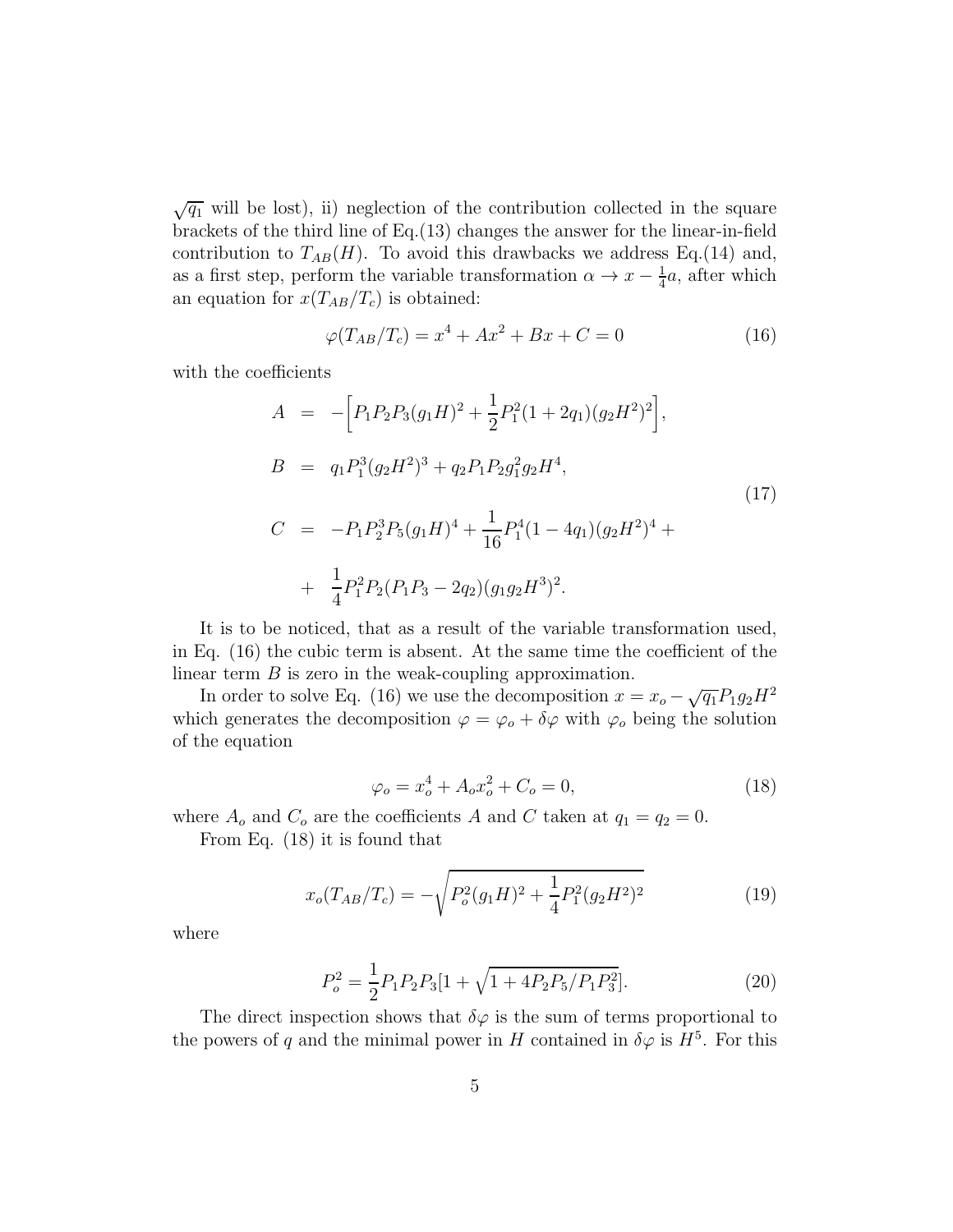$\sqrt{q_1}$ will be lost), ii) neglection of the contribution collected in the square brackets of the third line of Eq.(13) changes the answer for the linear-in-field contribution to $T_{AB}(H)$. To avoid this drawbacks we address Eq.(14) and, as a first step, perform the variable transformation $\alpha \to x - \frac{1}{4}a$, after which an equation for $x(T_{AB}/T_c)$ is obtained:

$$\varphi(T_{AB}/T_c) = x^4 + Ax^2 + Bx + C = 0 \tag{16}$$

with the coefficients

$$
\begin{aligned}
A &= -\Big[P_1P_2P_3(g_1H)^2 + \frac{1}{2}P_1^2(1+2q_1)(g_2H^2)^2\Big], \\
B &= q_1P_1^3(g_2H^2)^3 + q_2P_1P_2g_1^2g_2H^4, \\
C &= -P_1P_2^3P_5(g_1H)^4 + \frac{1}{16}P_1^4(1-4q_1)(g_2H^2)^4 + \\
&+ \frac{1}{4}P_1^2P_2(P_1P_3 - 2q_2)(g_1g_2H^3)^2.
\end{aligned} \tag{17}
$$

It is to be noticed, that as a result of the variable transformation used, in Eq. (16) the cubic term is absent. At the same time the coefficient of the linear term $B$ is zero in the weak-coupling approximation.

In order to solve Eq. (16) we use the decomposition $x = x_o - \sqrt{q_1}P_1g_2H^2$ which generates the decomposition $\varphi = \varphi_o + \delta\varphi$ with $\varphi_o$ being the solution of the equation

$$\varphi_o = x_o^4 + A_ox_o^2 + C_o = 0, \tag{18}$$

where $A_o$ and $C_o$ are the coefficients $A$ and $C$ taken at $q_1 = q_2 = 0$.

From Eq. (18) it is found that

$$x_o(T_{AB}/T_c) = -\sqrt{P_o^2(g_1H)^2 + \frac{1}{4}P_1^2(g_2H^2)^2} \tag{19}$$

where

$$P_o^2 = \frac{1}{2}P_1P_2P_3[1 + \sqrt{1 + 4P_2P_5/P_1P_3^2}]. \tag{20}$$

The direct inspection shows that $\delta\varphi$ is the sum of terms proportional to the powers of $q$ and the minimal power in $H$ contained in $\delta\varphi$ is $H^5$. For this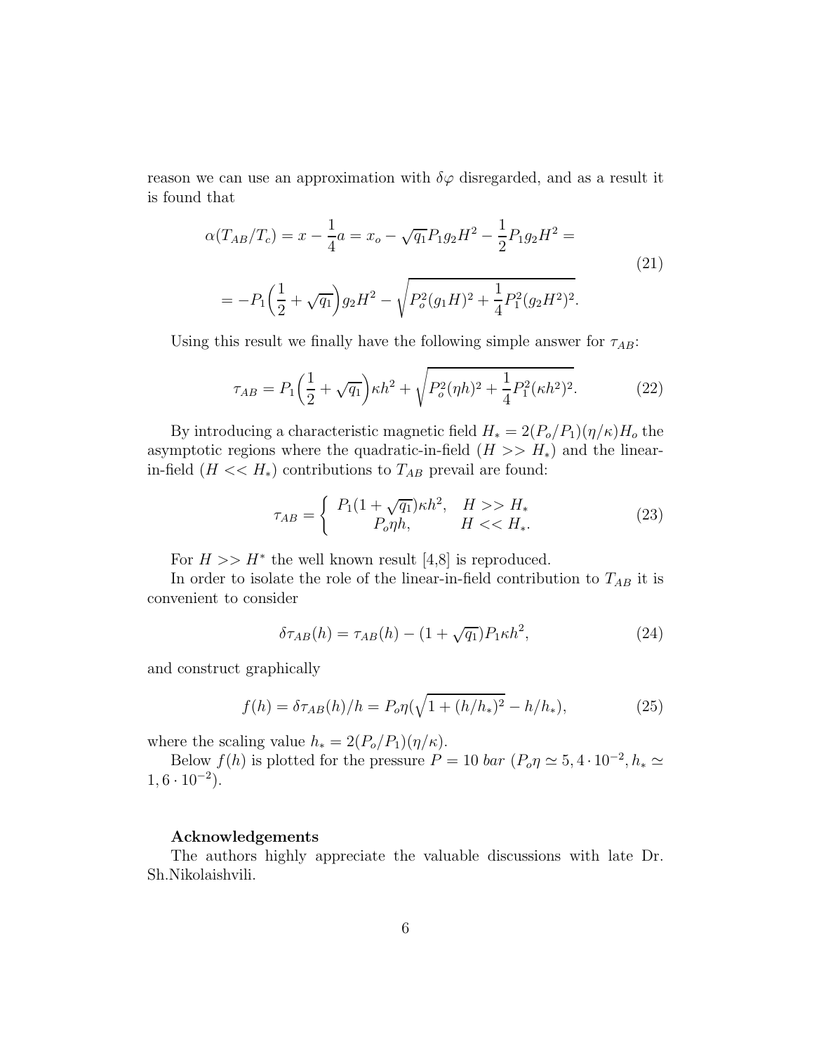reason we can use an approximation with $\delta\varphi$ disregarded, and as a result it is found that

$$
\begin{aligned}
\alpha(T_{AB}/T_c) = x - \frac{1}{4}a = x_o - \sqrt{q_1}P_1 g_2 H^2 - \frac{1}{2}P_1 g_2 H^2 = \\
= -P_1\Big(\frac{1}{2} + \sqrt{q_1}\Big) g_2 H^2 - \sqrt{P_o^2 (g_1 H)^2 + \frac{1}{4}P_1^2 (g_2 H^2)^2}.
\end{aligned}
\tag{21}
$$

Using this result we finally have the following simple answer for $\tau_{AB}$:

$$
\tau_{AB} = P_1\Big(\frac{1}{2} + \sqrt{q_1}\Big)\kappa h^2 + \sqrt{P_o^2 (\eta h)^2 + \frac{1}{4}P_1^2 (\kappa h^2)^2}. \tag{22}
$$

By introducing a characteristic magnetic field $H_* = 2(P_o/P_1)(\eta/\kappa)H_o$ the asymptotic regions where the quadratic-in-field ($H >> H_*$) and the linear-in-field ($H << H_*$) contributions to $T_{AB}$ prevail are found:

$$
\tau_{AB} = \begin{cases} P_1(1+\sqrt{q_1})\kappa h^2, & H >> H_* \\ P_o \eta h, & H << H_*. \end{cases} \tag{23}
$$

For $H >> H^*$ the well known result [4,8] is reproduced.

In order to isolate the role of the linear-in-field contribution to $T_{AB}$ it is convenient to consider

$$
\delta\tau_{AB}(h) = \tau_{AB}(h) - (1+\sqrt{q_1})P_1 \kappa h^2, \tag{24}
$$

and construct graphically

$$
f(h) = \delta\tau_{AB}(h)/h = P_o \eta(\sqrt{1 + (h/h_*)^2} - h/h_*), \tag{25}
$$

where the scaling value $h_* = 2(P_o/P_1)(\eta/\kappa)$.

Below $f(h)$ is plotted for the pressure $P = 10$ *bar* ($P_o \eta \simeq 5,4 \cdot 10^{-2}, h_* \simeq 1,6 \cdot 10^{-2}$).

### Acknowledgements

The authors highly appreciate the valuable discussions with late Dr. Sh.Nikolaishvili.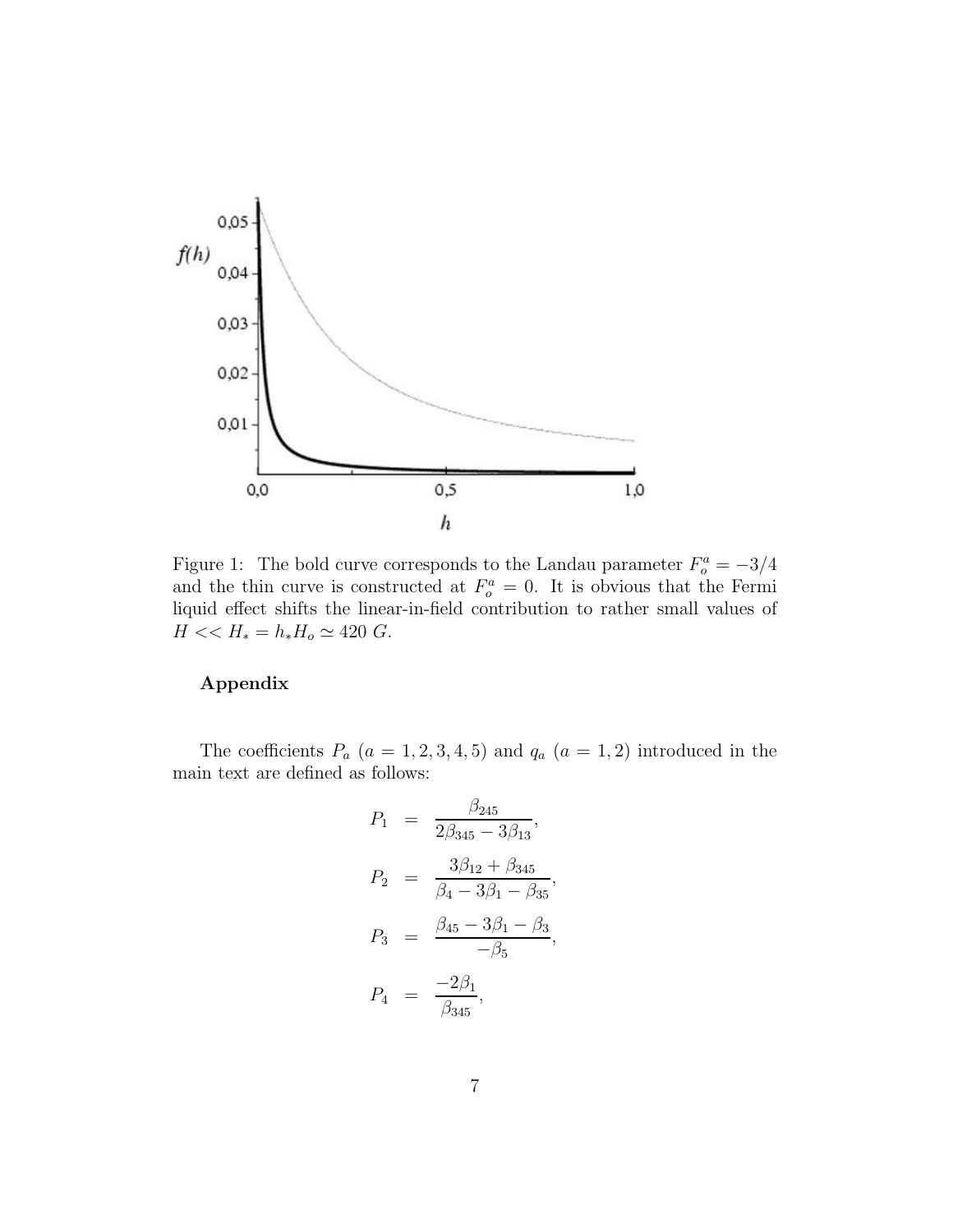Figure 1: The bold curve corresponds to the Landau parameter $F_o^a = -3/4$ and the thin curve is constructed at $F_o^a = 0$. It is obvious that the Fermi liquid effect shifts the linear-in-field contribution to rather small values of $H << H_* = h_* H_o \simeq 420\ G$.

## Appendix

The coefficients $P_a$ $(a = 1, 2, 3, 4, 5)$ and $q_a$ $(a = 1, 2)$ introduced in the main text are defined as follows:

$$
\begin{aligned}
P_1 &= \frac{\beta_{245}}{2\beta_{345} - 3\beta_{13}}, \\
P_2 &= \frac{3\beta_{12} + \beta_{345}}{\beta_4 - 3\beta_1 - \beta_{35}}, \\
P_3 &= \frac{\beta_{45} - 3\beta_1 - \beta_3}{-\beta_5}, \\
P_4 &= \frac{-2\beta_1}{\beta_{345}},
\end{aligned}
$$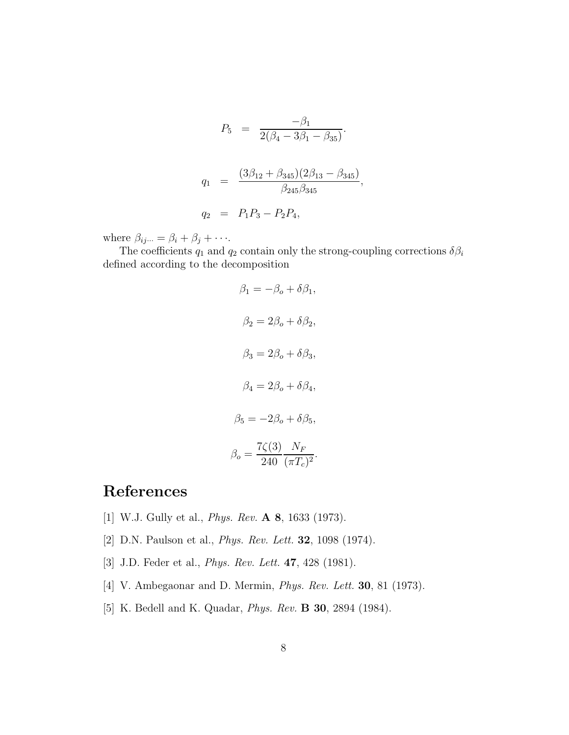$$P_5 = \frac{-\beta_1}{2(\beta_4 - 3\beta_1 - \beta_{35})}.$$

$$q_1 = \frac{(3\beta_{12} + \beta_{345})(2\beta_{13} - \beta_{345})}{\beta_{245}\beta_{345}},$$

$$q_2 = P_1 P_3 - P_2 P_4,$$

where $\beta_{ij\cdots} = \beta_i + \beta_j + \cdots$.

The coefficients $q_1$ and $q_2$ contain only the strong-coupling corrections $\delta\beta_i$ defined according to the decomposition

$$\beta_1 = -\beta_o + \delta\beta_1,$$

$$\beta_2 = 2\beta_o + \delta\beta_2,$$

$$\beta_3 = 2\beta_o + \delta\beta_3,$$

$$\beta_4 = 2\beta_o + \delta\beta_4,$$

$$\beta_5 = -2\beta_o + \delta\beta_5,$$

$$\beta_o = \frac{7\zeta(3)}{240} \frac{N_F}{(\pi T_c)^2}.$$

# References

[1] W.J. Gully et al., *Phys. Rev.* **A 8**, 1633 (1973).

[2] D.N. Paulson et al., *Phys. Rev. Lett.* **32**, 1098 (1974).

[3] J.D. Feder et al., *Phys. Rev. Lett.* **47**, 428 (1981).

[4] V. Ambegaonar and D. Mermin, *Phys. Rev. Lett.* **30**, 81 (1973).

[5] K. Bedell and K. Quadar, *Phys. Rev.* **B 30**, 2894 (1984).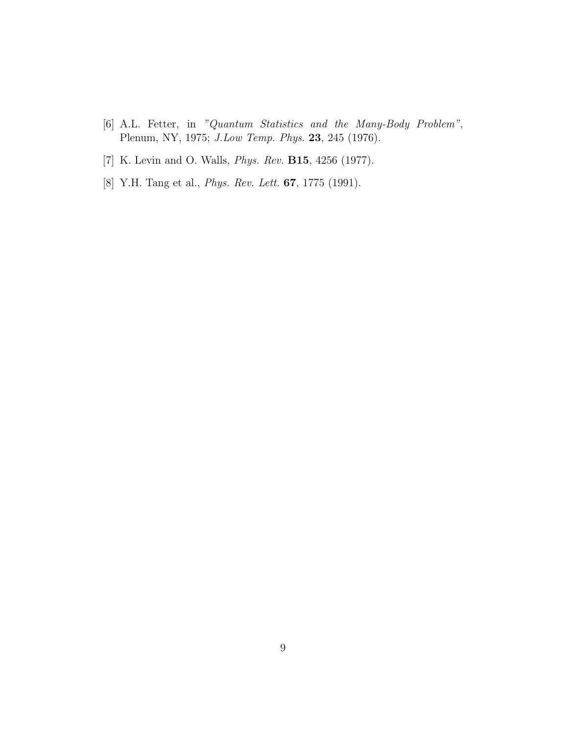[6] A.L. Fetter, in *"Quantum Statistics and the Many-Body Problem"*, Plenum, NY, 1975; *J.Low Temp. Phys.* **23**, 245 (1976).

[7] K. Levin and O. Walls, *Phys. Rev.* **B15**, 4256 (1977).

[8] Y.H. Tang et al., *Phys. Rev. Lett.* **67**, 1775 (1991).